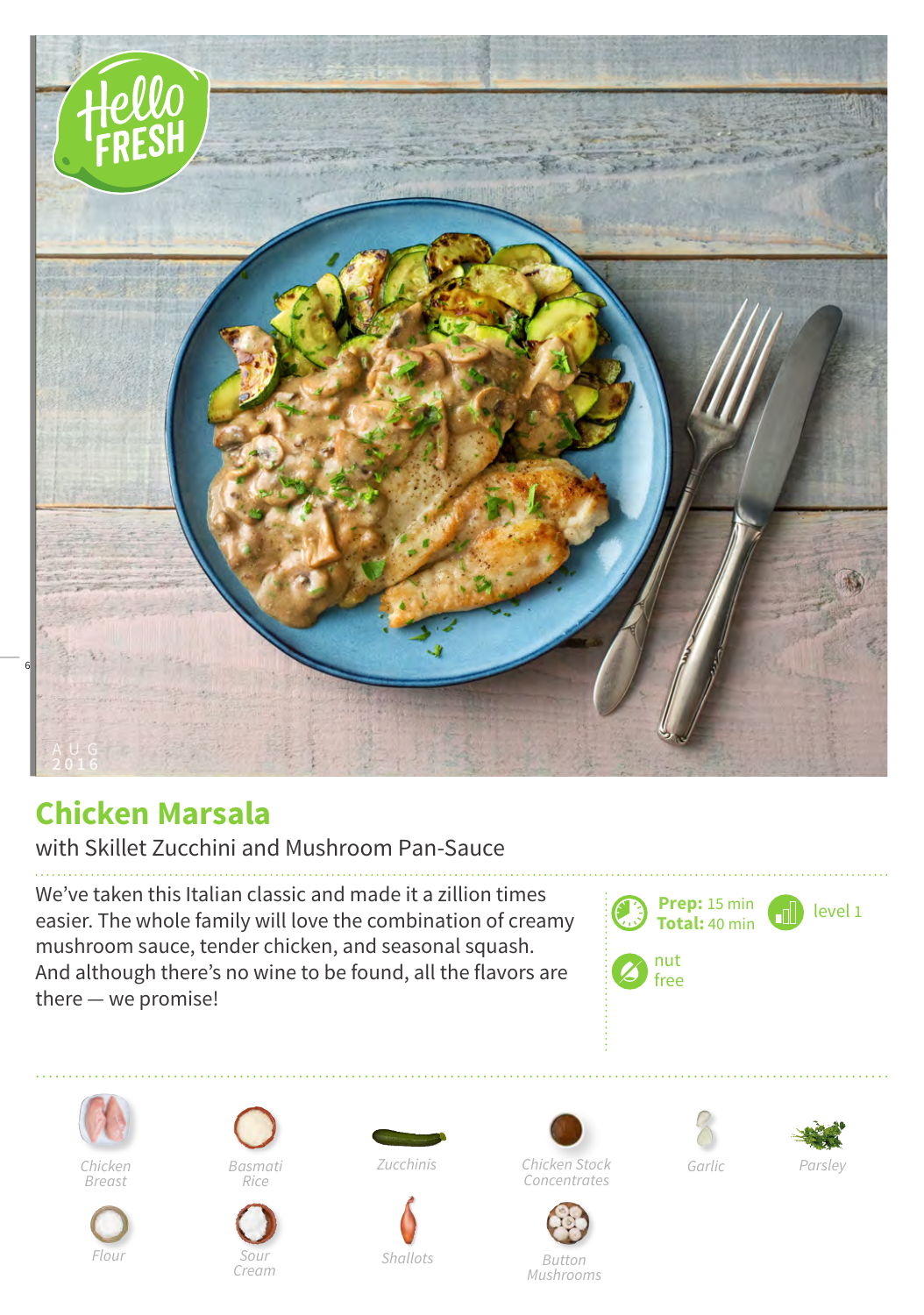# Chicken Marsala

with Skillet Zucchini and Mushroom Pan-Sauce

We've taken this Italian classic and made it a zillion times easier. The whole family will love the combination of creamy mushroom sauce, tender chicken, and seasonal squash. And although there's no wine to be found, all the flavors are there — we promise!

**Prep:** 15 min
**Total:** 40 min

level 1

nut free

- Chicken Breast
- Basmati Rice
- Zucchinis
- Chicken Stock Concentrates
- Garlic
- Parsley
- Flour
- Sour Cream
- Shallots
- Button Mushrooms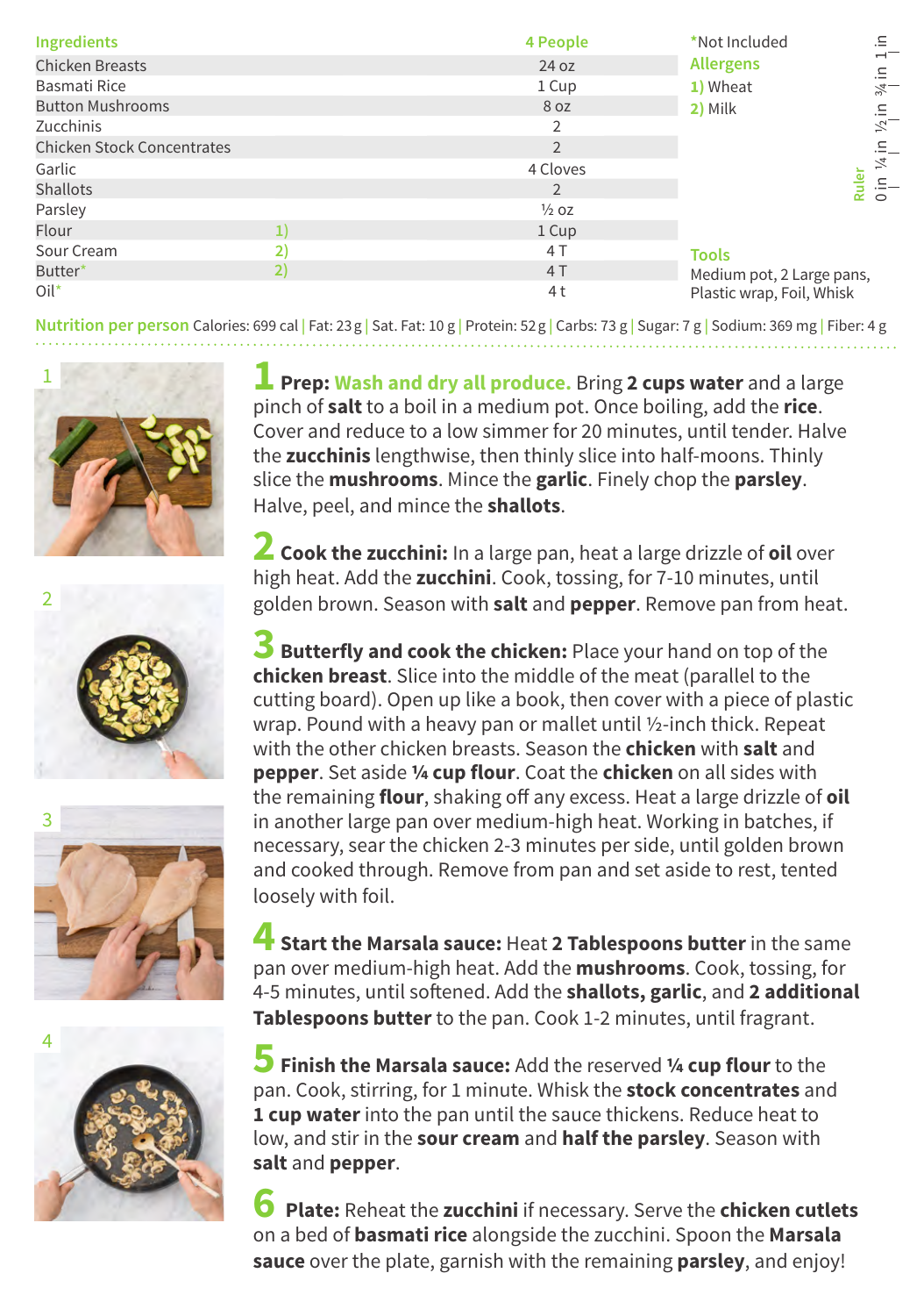| Ingredients | | 4 People |
|---|---|---|
| Chicken Breasts | | 24 oz |
| Basmati Rice | | 1 Cup |
| Button Mushrooms | | 8 oz |
| Zucchinis | | 2 |
| Chicken Stock Concentrates | | 2 |
| Garlic | | 4 Cloves |
| Shallots | | 2 |
| Parsley | | ½ oz |
| Flour | 1) | 1 Cup |
| Sour Cream | 2) | 4 T |
| Butter* | 2) | 4 T |
| Oil* | | 4 t |

*Not Included

**Allergens**

1) Wheat

2) Milk

Ruler

0 in ¼ in ½ in ¾ in 1 in

**Tools**

Medium pot, 2 Large pans, Plastic wrap, Foil, Whisk

**Nutrition per person** Calories: 699 cal | Fat: 23 g | Sat. Fat: 10 g | Protein: 52 g | Carbs: 73 g | Sugar: 7 g | Sodium: 369 mg | Fiber: 4 g

1

2

3

4

**1 Prep: Wash and dry all produce.** Bring **2 cups water** and a large pinch of **salt** to a boil in a medium pot. Once boiling, add the **rice**. Cover and reduce to a low simmer for 20 minutes, until tender. Halve the **zucchinis** lengthwise, then thinly slice into half-moons. Thinly slice the **mushrooms**. Mince the **garlic**. Finely chop the **parsley**. Halve, peel, and mince the **shallots**.

**2 Cook the zucchini:** In a large pan, heat a large drizzle of **oil** over high heat. Add the **zucchini**. Cook, tossing, for 7-10 minutes, until golden brown. Season with **salt** and **pepper**. Remove pan from heat.

**3 Butterfly and cook the chicken:** Place your hand on top of the **chicken breast**. Slice into the middle of the meat (parallel to the cutting board). Open up like a book, then cover with a piece of plastic wrap. Pound with a heavy pan or mallet until ½-inch thick. Repeat with the other chicken breasts. Season the **chicken** with **salt** and **pepper**. Set aside **¼ cup flour**. Coat the **chicken** on all sides with the remaining **flour**, shaking off any excess. Heat a large drizzle of **oil** in another large pan over medium-high heat. Working in batches, if necessary, sear the chicken 2-3 minutes per side, until golden brown and cooked through. Remove from pan and set aside to rest, tented loosely with foil.

**4 Start the Marsala sauce:** Heat **2 Tablespoons butter** in the same pan over medium-high heat. Add the **mushrooms**. Cook, tossing, for 4-5 minutes, until softened. Add the **shallots, garlic**, and **2 additional Tablespoons butter** to the pan. Cook 1-2 minutes, until fragrant.

**5 Finish the Marsala sauce:** Add the reserved **¼ cup flour** to the pan. Cook, stirring, for 1 minute. Whisk the **stock concentrates** and **1 cup water** into the pan until the sauce thickens. Reduce heat to low, and stir in the **sour cream** and **half the parsley**. Season with **salt** and **pepper**.

**6 Plate:** Reheat the **zucchini** if necessary. Serve the **chicken cutlets** on a bed of **basmati rice** alongside the zucchini. Spoon the **Marsala sauce** over the plate, garnish with the remaining **parsley**, and enjoy!